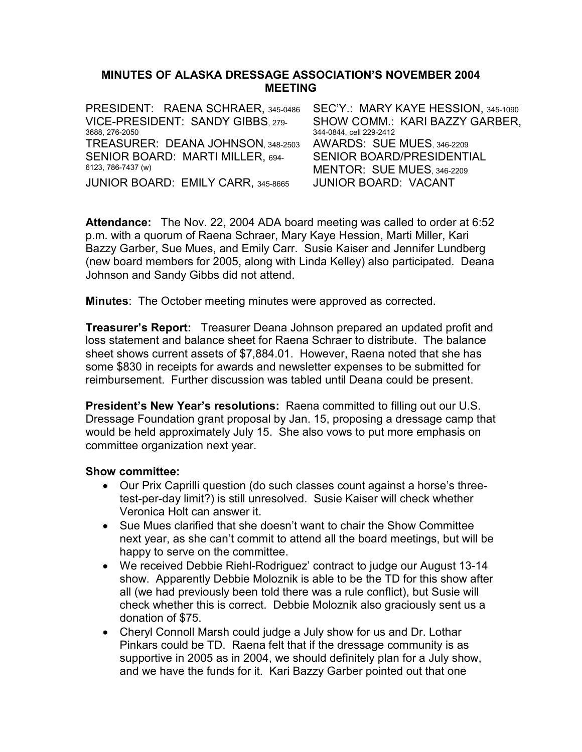# MINUTES OF ALASKA DRESSAGE ASSOCIATION'S NOVEMBER 2004 MEETING

PRESIDENT: RAENA SCHRAER, 345-0486
VICE-PRESIDENT: SANDY GIBBS, 279-3688, 276-2050
TREASURER: DEANA JOHNSON, 348-2503
SENIOR BOARD: MARTI MILLER, 694-6123, 786-7437 (w)
JUNIOR BOARD: EMILY CARR, 345-8665
SEC'Y.: MARY KAYE HESSION, 345-1090
SHOW COMM.: KARI BAZZY GARBER, 344-0844, cell 229-2412
AWARDS: SUE MUES, 346-2209
SENIOR BOARD/PRESIDENTIAL MENTOR: SUE MUES, 346-2209
JUNIOR BOARD: VACANT

**Attendance:** The Nov. 22, 2004 ADA board meeting was called to order at 6:52 p.m. with a quorum of Raena Schraer, Mary Kaye Hession, Marti Miller, Kari Bazzy Garber, Sue Mues, and Emily Carr. Susie Kaiser and Jennifer Lundberg (new board members for 2005, along with Linda Kelley) also participated. Deana Johnson and Sandy Gibbs did not attend.

**Minutes**: The October meeting minutes were approved as corrected.

**Treasurer's Report:** Treasurer Deana Johnson prepared an updated profit and loss statement and balance sheet for Raena Schraer to distribute. The balance sheet shows current assets of $7,884.01. However, Raena noted that she has some $830 in receipts for awards and newsletter expenses to be submitted for reimbursement. Further discussion was tabled until Deana could be present.

**President's New Year's resolutions:** Raena committed to filling out our U.S. Dressage Foundation grant proposal by Jan. 15, proposing a dressage camp that would be held approximately July 15. She also vows to put more emphasis on committee organization next year.

**Show committee:**

- Our Prix Caprilli question (do such classes count against a horse's three-test-per-day limit?) is still unresolved. Susie Kaiser will check whether Veronica Holt can answer it.
- Sue Mues clarified that she doesn't want to chair the Show Committee next year, as she can't commit to attend all the board meetings, but will be happy to serve on the committee.
- We received Debbie Riehl-Rodriguez' contract to judge our August 13-14 show. Apparently Debbie Moloznik is able to be the TD for this show after all (we had previously been told there was a rule conflict), but Susie will check whether this is correct. Debbie Moloznik also graciously sent us a donation of $75.
- Cheryl Connoll Marsh could judge a July show for us and Dr. Lothar Pinkars could be TD. Raena felt that if the dressage community is as supportive in 2005 as in 2004, we should definitely plan for a July show, and we have the funds for it. Kari Bazzy Garber pointed out that one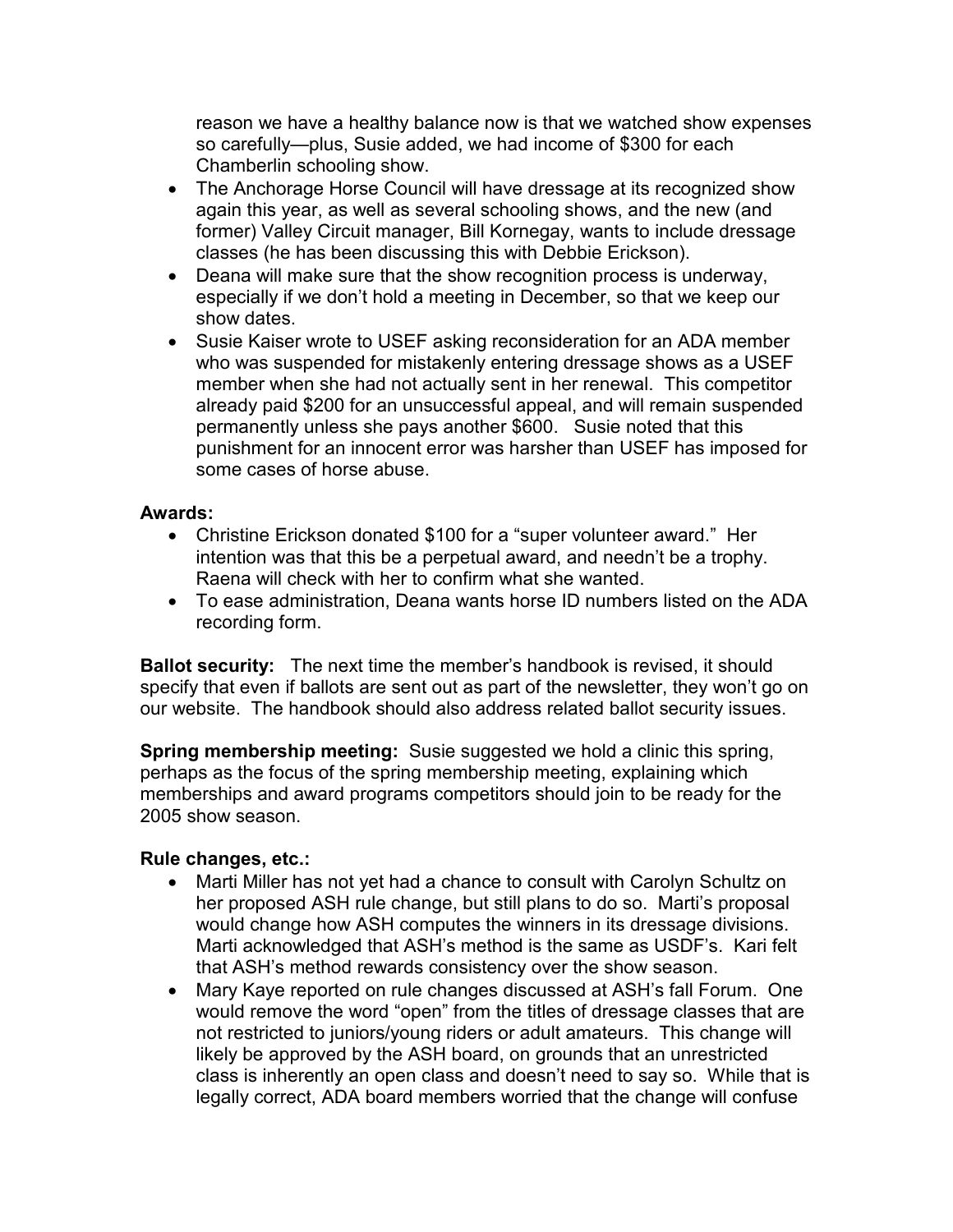reason we have a healthy balance now is that we watched show expenses so carefully—plus, Susie added, we had income of $300 for each Chamberlin schooling show.

- The Anchorage Horse Council will have dressage at its recognized show again this year, as well as several schooling shows, and the new (and former) Valley Circuit manager, Bill Kornegay, wants to include dressage classes (he has been discussing this with Debbie Erickson).
- Deana will make sure that the show recognition process is underway, especially if we don't hold a meeting in December, so that we keep our show dates.
- Susie Kaiser wrote to USEF asking reconsideration for an ADA member who was suspended for mistakenly entering dressage shows as a USEF member when she had not actually sent in her renewal. This competitor already paid $200 for an unsuccessful appeal, and will remain suspended permanently unless she pays another $600. Susie noted that this punishment for an innocent error was harsher than USEF has imposed for some cases of horse abuse.

**Awards:**

- Christine Erickson donated $100 for a "super volunteer award." Her intention was that this be a perpetual award, and needn't be a trophy. Raena will check with her to confirm what she wanted.
- To ease administration, Deana wants horse ID numbers listed on the ADA recording form.

**Ballot security:** The next time the member's handbook is revised, it should specify that even if ballots are sent out as part of the newsletter, they won't go on our website. The handbook should also address related ballot security issues.

**Spring membership meeting:** Susie suggested we hold a clinic this spring, perhaps as the focus of the spring membership meeting, explaining which memberships and award programs competitors should join to be ready for the 2005 show season.

**Rule changes, etc.:**

- Marti Miller has not yet had a chance to consult with Carolyn Schultz on her proposed ASH rule change, but still plans to do so. Marti's proposal would change how ASH computes the winners in its dressage divisions. Marti acknowledged that ASH's method is the same as USDF's. Kari felt that ASH's method rewards consistency over the show season.
- Mary Kaye reported on rule changes discussed at ASH's fall Forum. One would remove the word "open" from the titles of dressage classes that are not restricted to juniors/young riders or adult amateurs. This change will likely be approved by the ASH board, on grounds that an unrestricted class is inherently an open class and doesn't need to say so. While that is legally correct, ADA board members worried that the change will confuse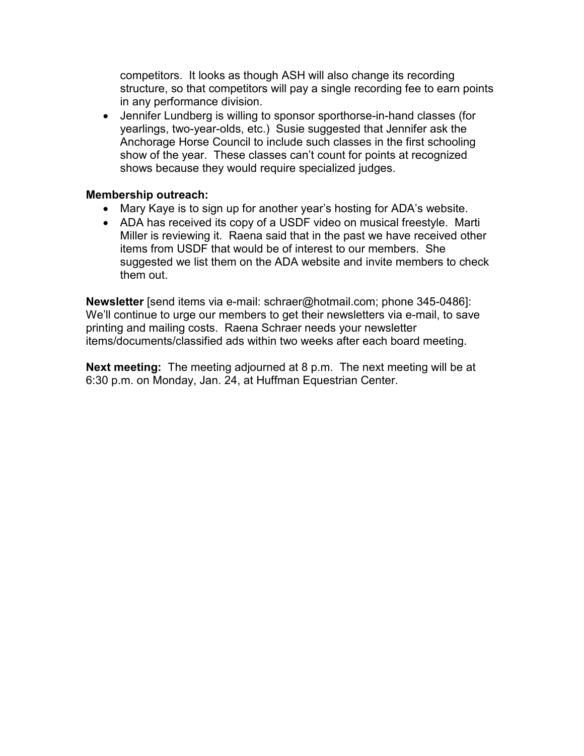competitors. It looks as though ASH will also change its recording structure, so that competitors will pay a single recording fee to earn points in any performance division.
- Jennifer Lundberg is willing to sponsor sporthorse-in-hand classes (for yearlings, two-year-olds, etc.) Susie suggested that Jennifer ask the Anchorage Horse Council to include such classes in the first schooling show of the year. These classes can't count for points at recognized shows because they would require specialized judges.

**Membership outreach:**
- Mary Kaye is to sign up for another year's hosting for ADA's website.
- ADA has received its copy of a USDF video on musical freestyle. Marti Miller is reviewing it. Raena said that in the past we have received other items from USDF that would be of interest to our members. She suggested we list them on the ADA website and invite members to check them out.

**Newsletter** [send items via e-mail: schraer@hotmail.com; phone 345-0486]: We'll continue to urge our members to get their newsletters via e-mail, to save printing and mailing costs. Raena Schraer needs your newsletter items/documents/classified ads within two weeks after each board meeting.

**Next meeting:** The meeting adjourned at 8 p.m. The next meeting will be at 6:30 p.m. on Monday, Jan. 24, at Huffman Equestrian Center.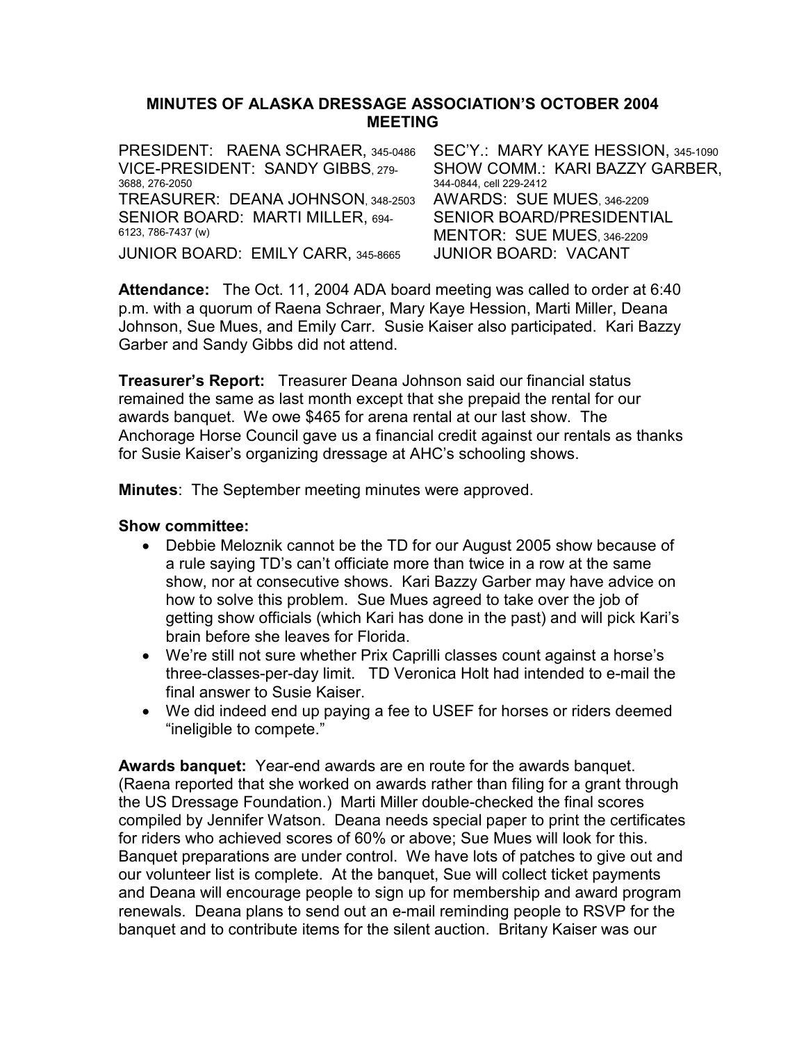**MINUTES OF ALASKA DRESSAGE ASSOCIATION'S OCTOBER 2004 MEETING**

| | |
|---|---|
| PRESIDENT: RAENA SCHRAER, 345-0486 | SEC'Y.: MARY KAYE HESSION, 345-1090 |
| VICE-PRESIDENT: SANDY GIBBS, 279-3688, 276-2050 | SHOW COMM.: KARI BAZZY GARBER, 344-0844, cell 229-2412 |
| TREASURER: DEANA JOHNSON, 348-2503 | AWARDS: SUE MUES, 346-2209 |
| SENIOR BOARD: MARTI MILLER, 694-6123, 786-7437 (w) | SENIOR BOARD/PRESIDENTIAL MENTOR: SUE MUES, 346-2209 |
| JUNIOR BOARD: EMILY CARR, 345-8665 | JUNIOR BOARD: VACANT |

**Attendance:** The Oct. 11, 2004 ADA board meeting was called to order at 6:40 p.m. with a quorum of Raena Schraer, Mary Kaye Hession, Marti Miller, Deana Johnson, Sue Mues, and Emily Carr. Susie Kaiser also participated. Kari Bazzy Garber and Sandy Gibbs did not attend.

**Treasurer's Report:** Treasurer Deana Johnson said our financial status remained the same as last month except that she prepaid the rental for our awards banquet. We owe $465 for arena rental at our last show. The Anchorage Horse Council gave us a financial credit against our rentals as thanks for Susie Kaiser's organizing dressage at AHC's schooling shows.

**Minutes**: The September meeting minutes were approved.

**Show committee:**

- Debbie Meloznik cannot be the TD for our August 2005 show because of a rule saying TD's can't officiate more than twice in a row at the same show, nor at consecutive shows. Kari Bazzy Garber may have advice on how to solve this problem. Sue Mues agreed to take over the job of getting show officials (which Kari has done in the past) and will pick Kari's brain before she leaves for Florida.
- We're still not sure whether Prix Caprilli classes count against a horse's three-classes-per-day limit. TD Veronica Holt had intended to e-mail the final answer to Susie Kaiser.
- We did indeed end up paying a fee to USEF for horses or riders deemed "ineligible to compete."

**Awards banquet:** Year-end awards are en route for the awards banquet. (Raena reported that she worked on awards rather than filing for a grant through the US Dressage Foundation.) Marti Miller double-checked the final scores compiled by Jennifer Watson. Deana needs special paper to print the certificates for riders who achieved scores of 60% or above; Sue Mues will look for this. Banquet preparations are under control. We have lots of patches to give out and our volunteer list is complete. At the banquet, Sue will collect ticket payments and Deana will encourage people to sign up for membership and award program renewals. Deana plans to send out an e-mail reminding people to RSVP for the banquet and to contribute items for the silent auction. Britany Kaiser was our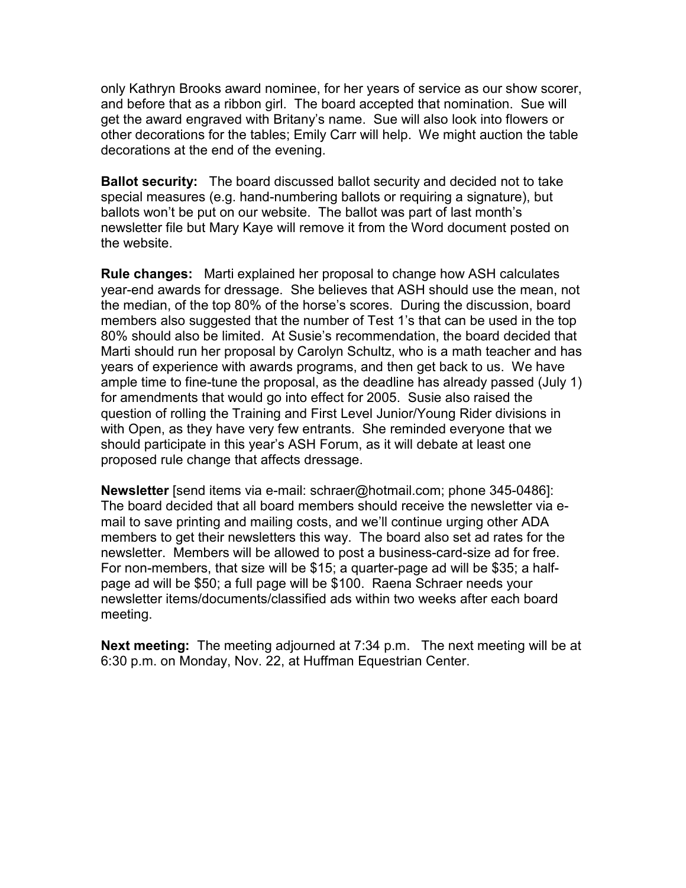only Kathryn Brooks award nominee, for her years of service as our show scorer, and before that as a ribbon girl. The board accepted that nomination. Sue will get the award engraved with Britany's name. Sue will also look into flowers or other decorations for the tables; Emily Carr will help. We might auction the table decorations at the end of the evening.

**Ballot security:** The board discussed ballot security and decided not to take special measures (e.g. hand-numbering ballots or requiring a signature), but ballots won't be put on our website. The ballot was part of last month's newsletter file but Mary Kaye will remove it from the Word document posted on the website.

**Rule changes:** Marti explained her proposal to change how ASH calculates year-end awards for dressage. She believes that ASH should use the mean, not the median, of the top 80% of the horse's scores. During the discussion, board members also suggested that the number of Test 1's that can be used in the top 80% should also be limited. At Susie's recommendation, the board decided that Marti should run her proposal by Carolyn Schultz, who is a math teacher and has years of experience with awards programs, and then get back to us. We have ample time to fine-tune the proposal, as the deadline has already passed (July 1) for amendments that would go into effect for 2005. Susie also raised the question of rolling the Training and First Level Junior/Young Rider divisions in with Open, as they have very few entrants. She reminded everyone that we should participate in this year's ASH Forum, as it will debate at least one proposed rule change that affects dressage.

**Newsletter** [send items via e-mail: schraer@hotmail.com; phone 345-0486]: The board decided that all board members should receive the newsletter via e-mail to save printing and mailing costs, and we'll continue urging other ADA members to get their newsletters this way. The board also set ad rates for the newsletter. Members will be allowed to post a business-card-size ad for free. For non-members, that size will be $15; a quarter-page ad will be $35; a half-page ad will be $50; a full page will be $100. Raena Schraer needs your newsletter items/documents/classified ads within two weeks after each board meeting.

**Next meeting:** The meeting adjourned at 7:34 p.m. The next meeting will be at 6:30 p.m. on Monday, Nov. 22, at Huffman Equestrian Center.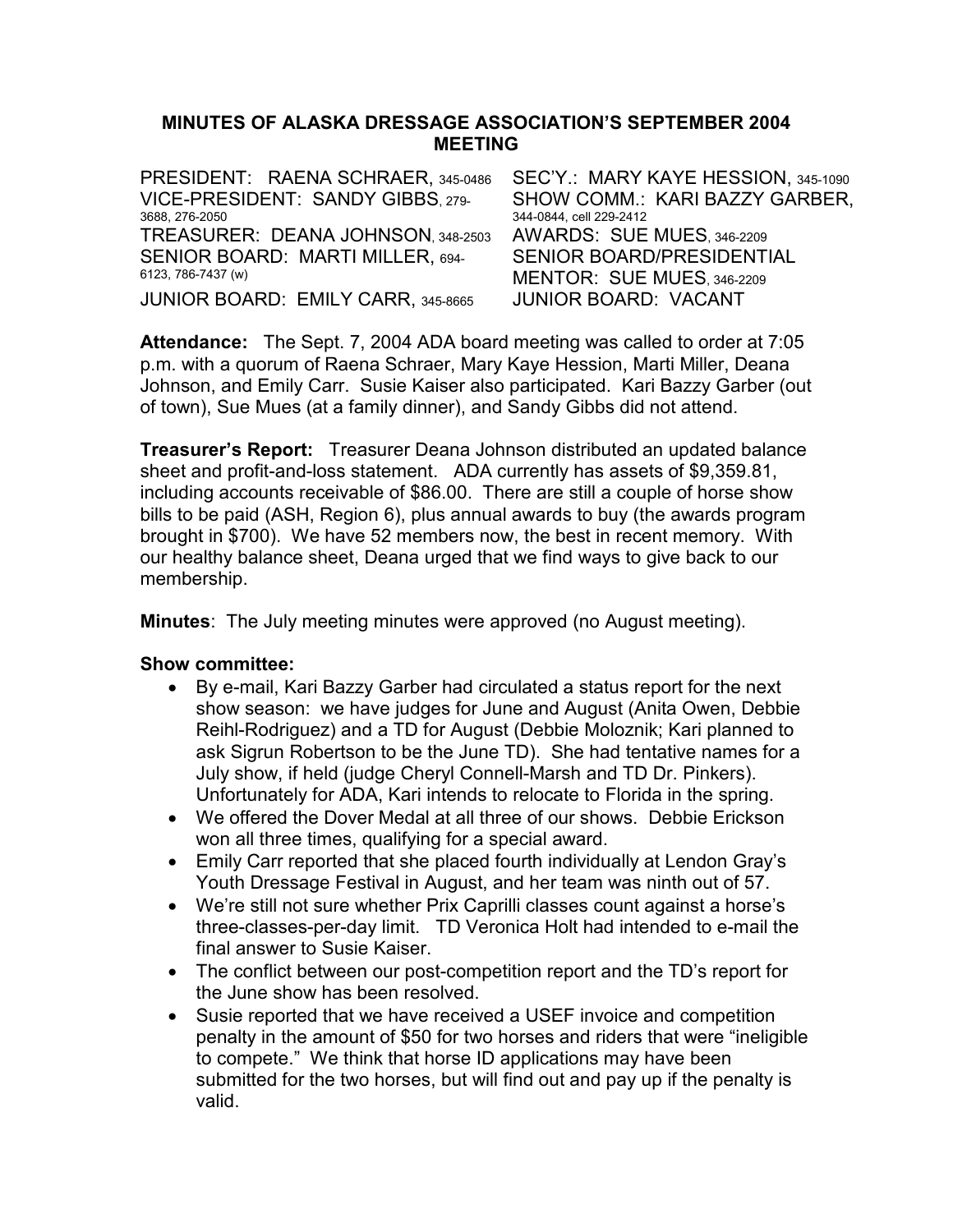# MINUTES OF ALASKA DRESSAGE ASSOCIATION'S SEPTEMBER 2004 MEETING

PRESIDENT: RAENA SCHRAER, 345-0486
VICE-PRESIDENT: SANDY GIBBS, 279-3688, 276-2050
TREASURER: DEANA JOHNSON, 348-2503
SENIOR BOARD: MARTI MILLER, 694-6123, 786-7437 (w)
JUNIOR BOARD: EMILY CARR, 345-8665
SEC'Y.: MARY KAYE HESSION, 345-1090
SHOW COMM.: KARI BAZZY GARBER, 344-0844, cell 229-2412
AWARDS: SUE MUES, 346-2209
SENIOR BOARD/PRESIDENTIAL MENTOR: SUE MUES, 346-2209
JUNIOR BOARD: VACANT

**Attendance:** The Sept. 7, 2004 ADA board meeting was called to order at 7:05 p.m. with a quorum of Raena Schraer, Mary Kaye Hession, Marti Miller, Deana Johnson, and Emily Carr. Susie Kaiser also participated. Kari Bazzy Garber (out of town), Sue Mues (at a family dinner), and Sandy Gibbs did not attend.

**Treasurer's Report:** Treasurer Deana Johnson distributed an updated balance sheet and profit-and-loss statement. ADA currently has assets of $9,359.81, including accounts receivable of $86.00. There are still a couple of horse show bills to be paid (ASH, Region 6), plus annual awards to buy (the awards program brought in $700). We have 52 members now, the best in recent memory. With our healthy balance sheet, Deana urged that we find ways to give back to our membership.

**Minutes**: The July meeting minutes were approved (no August meeting).

**Show committee:**

- By e-mail, Kari Bazzy Garber had circulated a status report for the next show season: we have judges for June and August (Anita Owen, Debbie Reihl-Rodriguez) and a TD for August (Debbie Moloznik; Kari planned to ask Sigrun Robertson to be the June TD). She had tentative names for a July show, if held (judge Cheryl Connell-Marsh and TD Dr. Pinkers). Unfortunately for ADA, Kari intends to relocate to Florida in the spring.
- We offered the Dover Medal at all three of our shows. Debbie Erickson won all three times, qualifying for a special award.
- Emily Carr reported that she placed fourth individually at Lendon Gray's Youth Dressage Festival in August, and her team was ninth out of 57.
- We're still not sure whether Prix Caprilli classes count against a horse's three-classes-per-day limit. TD Veronica Holt had intended to e-mail the final answer to Susie Kaiser.
- The conflict between our post-competition report and the TD's report for the June show has been resolved.
- Susie reported that we have received a USEF invoice and competition penalty in the amount of $50 for two horses and riders that were "ineligible to compete." We think that horse ID applications may have been submitted for the two horses, but will find out and pay up if the penalty is valid.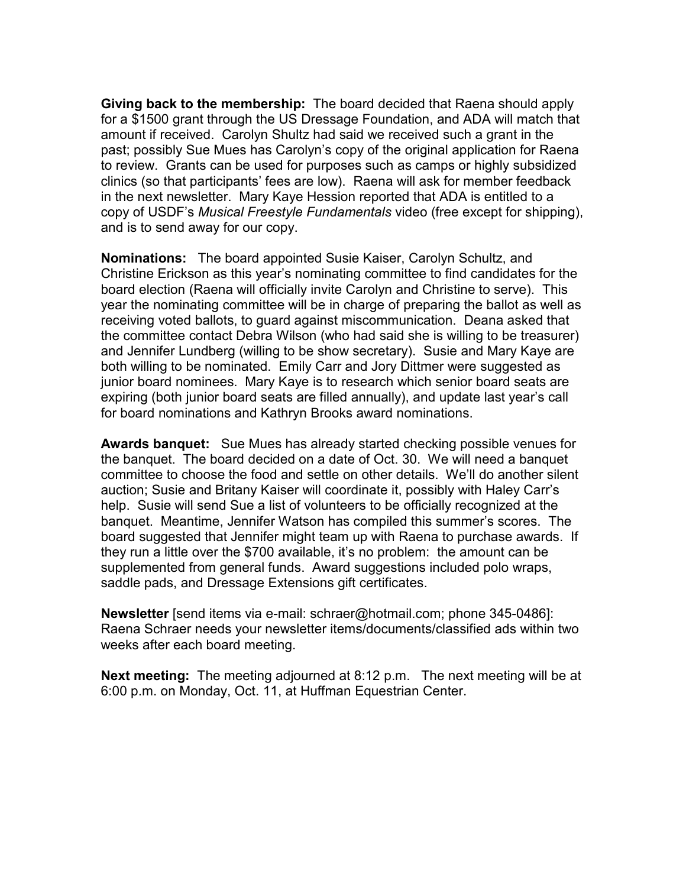**Giving back to the membership:** The board decided that Raena should apply for a $1500 grant through the US Dressage Foundation, and ADA will match that amount if received. Carolyn Shultz had said we received such a grant in the past; possibly Sue Mues has Carolyn's copy of the original application for Raena to review. Grants can be used for purposes such as camps or highly subsidized clinics (so that participants' fees are low). Raena will ask for member feedback in the next newsletter. Mary Kaye Hession reported that ADA is entitled to a copy of USDF's *Musical Freestyle Fundamentals* video (free except for shipping), and is to send away for our copy.

**Nominations:** The board appointed Susie Kaiser, Carolyn Schultz, and Christine Erickson as this year's nominating committee to find candidates for the board election (Raena will officially invite Carolyn and Christine to serve). This year the nominating committee will be in charge of preparing the ballot as well as receiving voted ballots, to guard against miscommunication. Deana asked that the committee contact Debra Wilson (who had said she is willing to be treasurer) and Jennifer Lundberg (willing to be show secretary). Susie and Mary Kaye are both willing to be nominated. Emily Carr and Jory Dittmer were suggested as junior board nominees. Mary Kaye is to research which senior board seats are expiring (both junior board seats are filled annually), and update last year's call for board nominations and Kathryn Brooks award nominations.

**Awards banquet:** Sue Mues has already started checking possible venues for the banquet. The board decided on a date of Oct. 30. We will need a banquet committee to choose the food and settle on other details. We'll do another silent auction; Susie and Britany Kaiser will coordinate it, possibly with Haley Carr's help. Susie will send Sue a list of volunteers to be officially recognized at the banquet. Meantime, Jennifer Watson has compiled this summer's scores. The board suggested that Jennifer might team up with Raena to purchase awards. If they run a little over the $700 available, it's no problem: the amount can be supplemented from general funds. Award suggestions included polo wraps, saddle pads, and Dressage Extensions gift certificates.

**Newsletter** [send items via e-mail: schraer@hotmail.com; phone 345-0486]: Raena Schraer needs your newsletter items/documents/classified ads within two weeks after each board meeting.

**Next meeting:** The meeting adjourned at 8:12 p.m. The next meeting will be at 6:00 p.m. on Monday, Oct. 11, at Huffman Equestrian Center.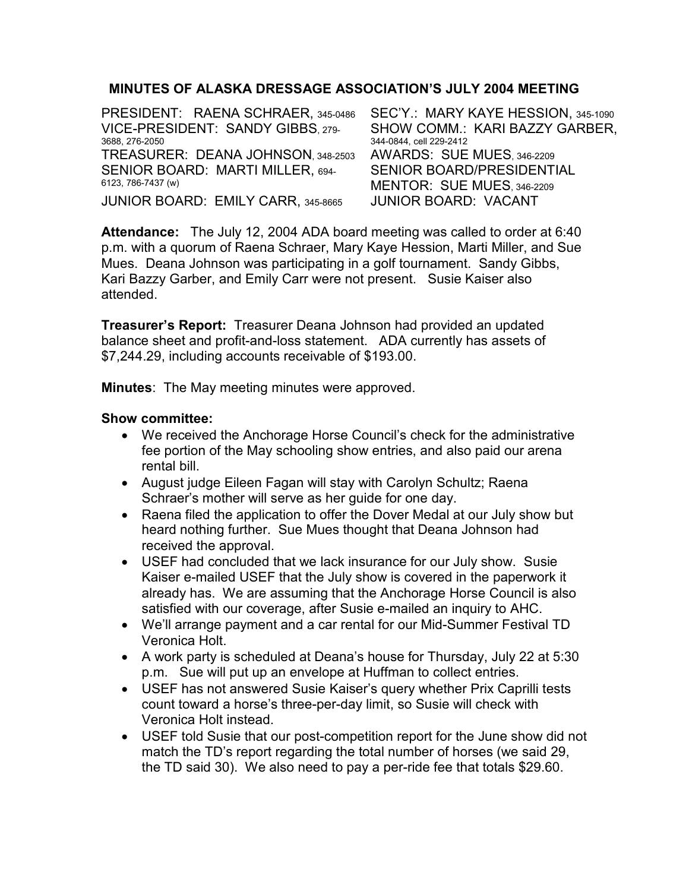## MINUTES OF ALASKA DRESSAGE ASSOCIATION'S JULY 2004 MEETING

PRESIDENT: RAENA SCHRAER, 345-0486
VICE-PRESIDENT: SANDY GIBBS, 279-3688, 276-2050
TREASURER: DEANA JOHNSON, 348-2503
SENIOR BOARD: MARTI MILLER, 694-6123, 786-7437 (w)
JUNIOR BOARD: EMILY CARR, 345-8665
SEC'Y.: MARY KAYE HESSION, 345-1090
SHOW COMM.: KARI BAZZY GARBER, 344-0844, cell 229-2412
AWARDS: SUE MUES, 346-2209
SENIOR BOARD/PRESIDENTIAL MENTOR: SUE MUES, 346-2209
JUNIOR BOARD: VACANT

**Attendance:** The July 12, 2004 ADA board meeting was called to order at 6:40 p.m. with a quorum of Raena Schraer, Mary Kaye Hession, Marti Miller, and Sue Mues. Deana Johnson was participating in a golf tournament. Sandy Gibbs, Kari Bazzy Garber, and Emily Carr were not present. Susie Kaiser also attended.

**Treasurer's Report:** Treasurer Deana Johnson had provided an updated balance sheet and profit-and-loss statement. ADA currently has assets of $7,244.29, including accounts receivable of $193.00.

**Minutes**: The May meeting minutes were approved.

**Show committee:**

- We received the Anchorage Horse Council's check for the administrative fee portion of the May schooling show entries, and also paid our arena rental bill.
- August judge Eileen Fagan will stay with Carolyn Schultz; Raena Schraer's mother will serve as her guide for one day.
- Raena filed the application to offer the Dover Medal at our July show but heard nothing further. Sue Mues thought that Deana Johnson had received the approval.
- USEF had concluded that we lack insurance for our July show. Susie Kaiser e-mailed USEF that the July show is covered in the paperwork it already has. We are assuming that the Anchorage Horse Council is also satisfied with our coverage, after Susie e-mailed an inquiry to AHC.
- We'll arrange payment and a car rental for our Mid-Summer Festival TD Veronica Holt.
- A work party is scheduled at Deana's house for Thursday, July 22 at 5:30 p.m. Sue will put up an envelope at Huffman to collect entries.
- USEF has not answered Susie Kaiser's query whether Prix Caprilli tests count toward a horse's three-per-day limit, so Susie will check with Veronica Holt instead.
- USEF told Susie that our post-competition report for the June show did not match the TD's report regarding the total number of horses (we said 29, the TD said 30). We also need to pay a per-ride fee that totals $29.60.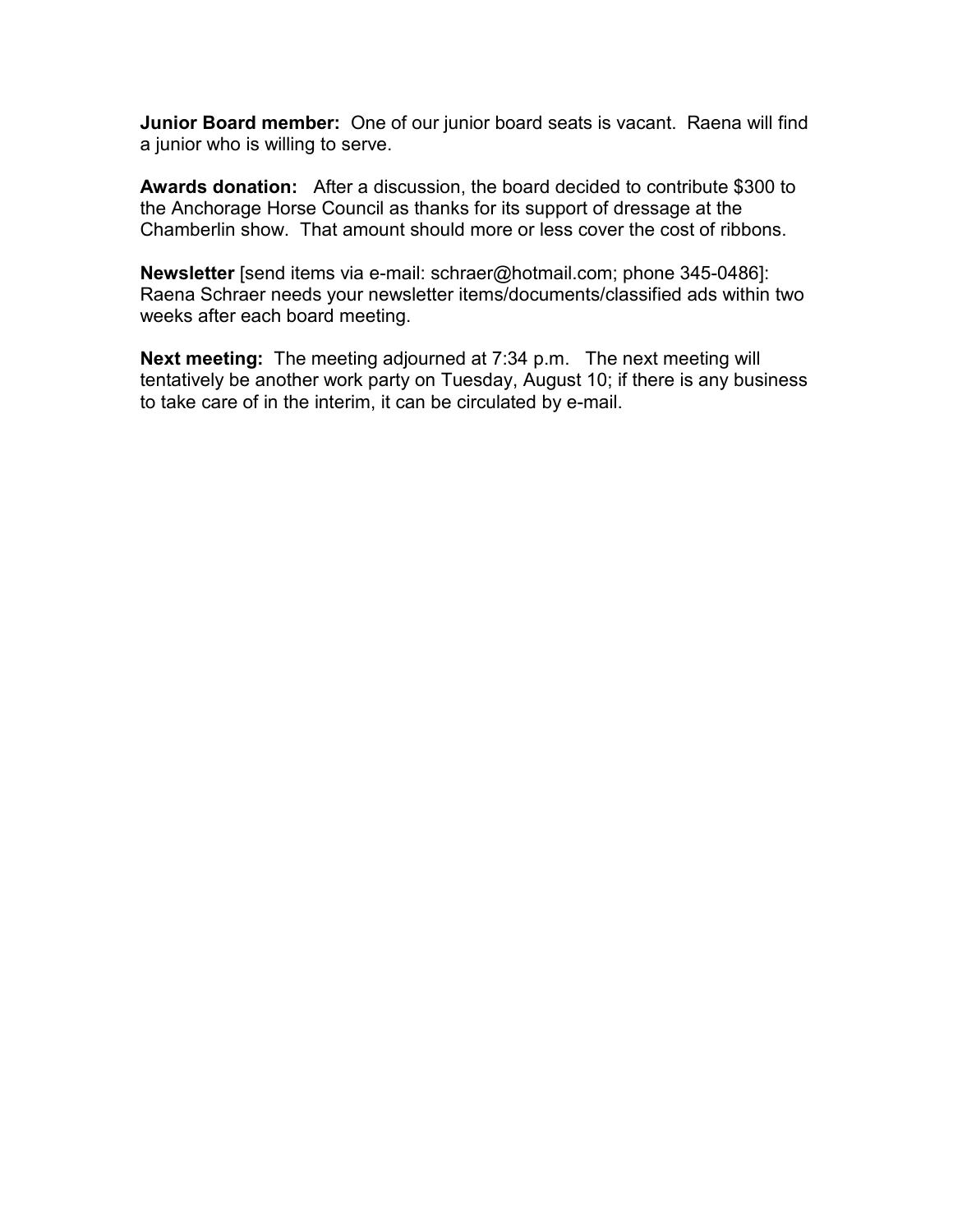**Junior Board member:** One of our junior board seats is vacant. Raena will find a junior who is willing to serve.

**Awards donation:** After a discussion, the board decided to contribute $300 to the Anchorage Horse Council as thanks for its support of dressage at the Chamberlin show. That amount should more or less cover the cost of ribbons.

**Newsletter** [send items via e-mail: schraer@hotmail.com; phone 345-0486]: Raena Schraer needs your newsletter items/documents/classified ads within two weeks after each board meeting.

**Next meeting:** The meeting adjourned at 7:34 p.m. The next meeting will tentatively be another work party on Tuesday, August 10; if there is any business to take care of in the interim, it can be circulated by e-mail.